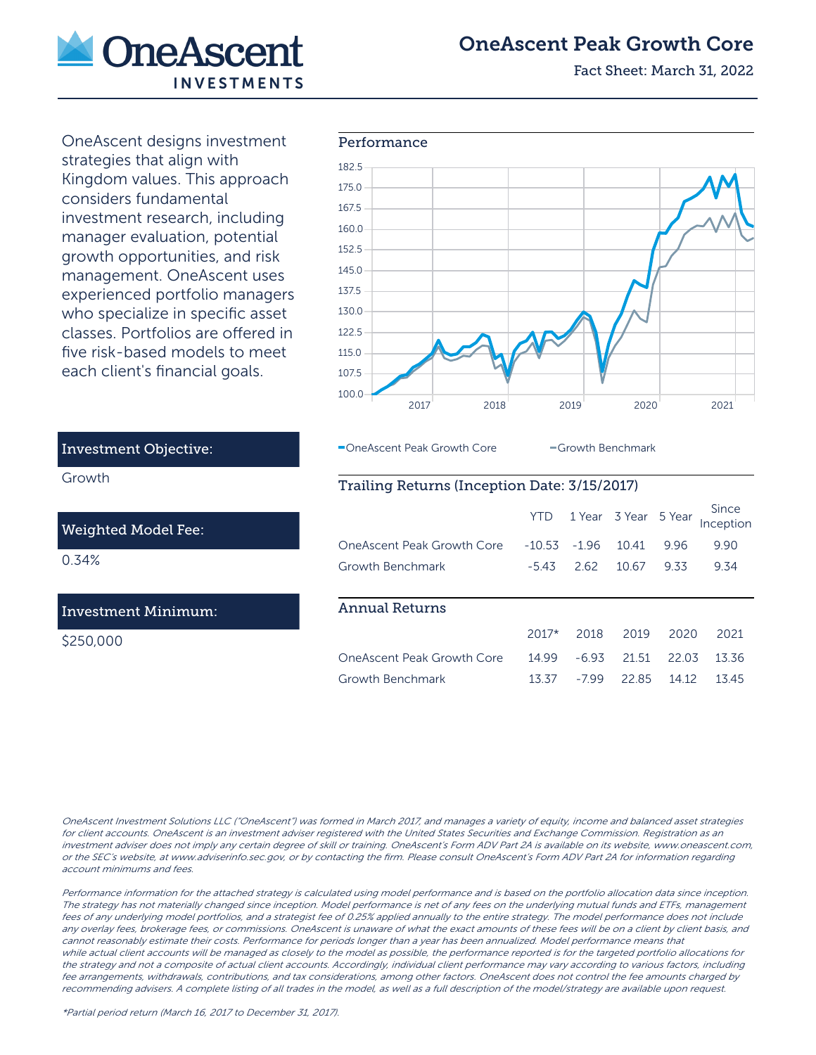# OneAscent Peak Growth Core

Fact Sheet: March 31, 2022

OneAscent designs investment strategies that align with Kingdom values. This approach considers fundamental investment research, including manager evaluation, potential growth opportunities, and risk management. OneAscent uses experienced portfolio managers who specialize in specific asset classes. Portfolios are offered in five risk-based models to meet each client's financial goals.

### Investment Objective:

Growth

### Weighted Model Fee:

0.34%

### Investment Minimum:

$250,000

## Performance

OneAscent Peak Growth Core — Growth Benchmark

## Trailing Returns (Inception Date: 3/15/2017)

| | YTD | 1 Year | 3 Year | 5 Year | Since Inception |
|---|---|---|---|---|---|
| OneAscent Peak Growth Core | -10.53 | -1.96 | 10.41 | 9.96 | 9.90 |
| Growth Benchmark | -5.43 | 2.62 | 10.67 | 9.33 | 9.34 |

## Annual Returns

| | 2017* | 2018 | 2019 | 2020 | 2021 |
|---|---|---|---|---|---|
| OneAscent Peak Growth Core | 14.99 | -6.93 | 21.51 | 22.03 | 13.36 |
| Growth Benchmark | 13.37 | -7.99 | 22.85 | 14.12 | 13.45 |

*OneAscent Investment Solutions LLC ("OneAscent") was formed in March 2017, and manages a variety of equity, income and balanced asset strategies for client accounts. OneAscent is an investment adviser registered with the United States Securities and Exchange Commission. Registration as an investment adviser does not imply any certain degree of skill or training. OneAscent's Form ADV Part 2A is available on its website, www.oneascent.com, or the SEC's website, at www.adviserinfo.sec.gov, or by contacting the firm. Please consult OneAscent's Form ADV Part 2A for information regarding account minimums and fees.*

*Performance information for the attached strategy is calculated using model performance and is based on the portfolio allocation data since inception. The strategy has not materially changed since inception. Model performance is net of any fees on the underlying mutual funds and ETFs, management fees of any underlying model portfolios, and a strategist fee of 0.25% applied annually to the entire strategy. The model performance does not include any overlay fees, brokerage fees, or commissions. OneAscent is unaware of what the exact amounts of these fees will be on a client by client basis, and cannot reasonably estimate their costs. Performance for periods longer than a year has been annualized. Model performance means that while actual client accounts will be managed as closely to the model as possible, the performance reported is for the targeted portfolio allocations for the strategy and not a composite of actual client accounts. Accordingly, individual client performance may vary according to various factors, including fee arrangements, withdrawals, contributions, and tax considerations, among other factors. OneAscent does not control the fee amounts charged by recommending advisers. A complete listing of all trades in the model, as well as a full description of the model/strategy are available upon request.*

**Partial period return (March 16, 2017 to December 31, 2017).*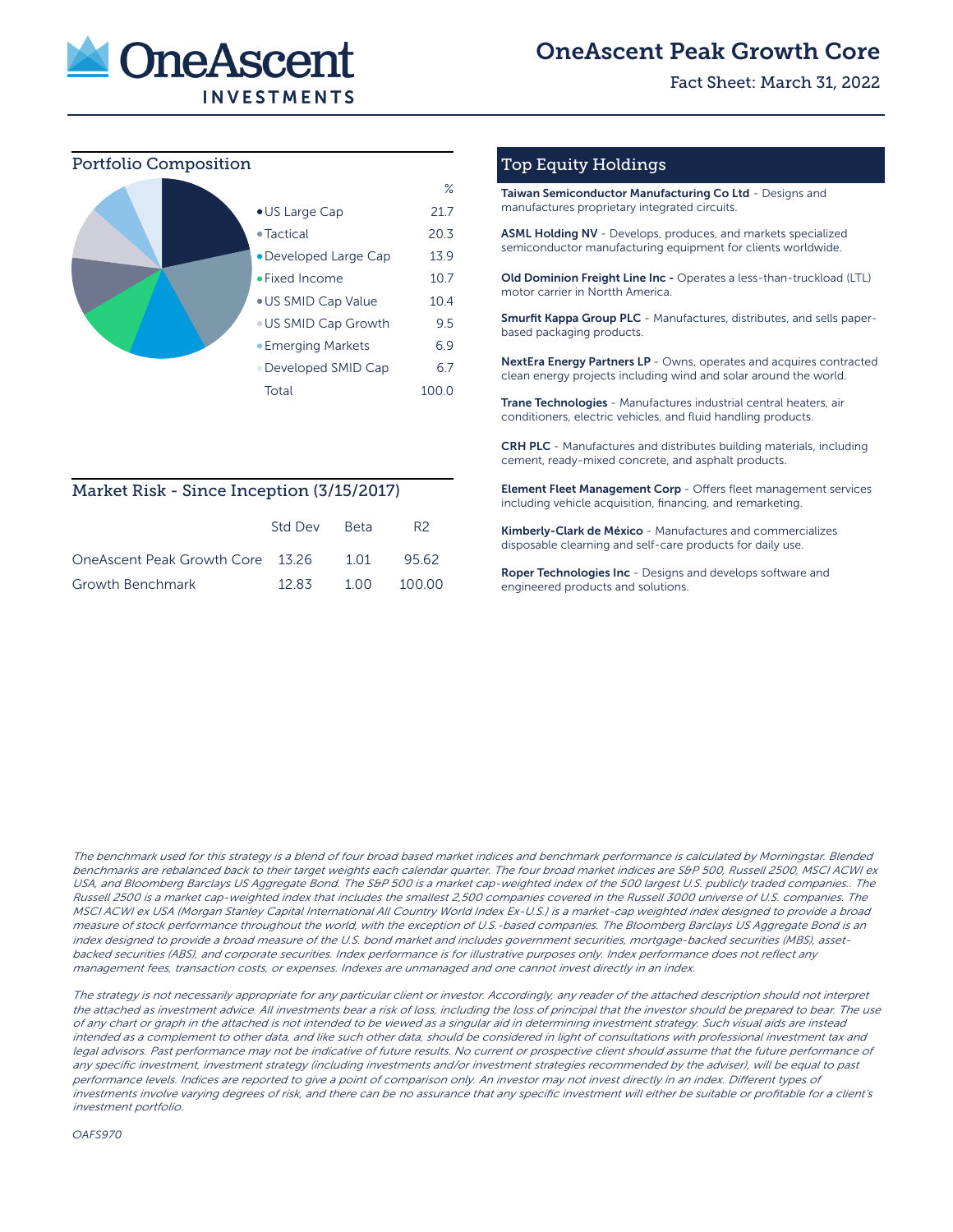# OneAscent Peak Growth Core

Fact Sheet: March 31, 2022

## Portfolio Composition

| | % |
|---|---|
| US Large Cap | 21.7 |
| Tactical | 20.3 |
| Developed Large Cap | 13.9 |
| Fixed Income | 10.7 |
| US SMID Cap Value | 10.4 |
| US SMID Cap Growth | 9.5 |
| Emerging Markets | 6.9 |
| Developed SMID Cap | 6.7 |
| Total | 100.0 |

## Market Risk - Since Inception (3/15/2017)

| | Std Dev | Beta | R2 |
|---|---|---|---|
| OneAscent Peak Growth Core | 13.26 | 1.01 | 95.62 |
| Growth Benchmark | 12.83 | 1.00 | 100.00 |

## Top Equity Holdings

**Taiwan Semiconductor Manufacturing Co Ltd** - Designs and manufactures proprietary integrated circuits.

**ASML Holding NV** - Develops, produces, and markets specialized semiconductor manufacturing equipment for clients worldwide.

**Old Dominion Freight Line Inc -** Operates a less-than-truckload (LTL) motor carrier in Nortth America.

**Smurfit Kappa Group PLC** - Manufactures, distributes, and sells paper-based packaging products.

**NextEra Energy Partners LP** - Owns, operates and acquires contracted clean energy projects including wind and solar around the world.

**Trane Technologies** - Manufactures industrial central heaters, air conditioners, electric vehicles, and fluid handling products.

**CRH PLC** - Manufactures and distributes building materials, including cement, ready-mixed concrete, and asphalt products.

**Element Fleet Management Corp** - Offers fleet management services including vehicle acquisition, financing, and remarketing.

**Kimberly-Clark de México** - Manufactures and commercializes disposable clearning and self-care products for daily use.

**Roper Technologies Inc** - Designs and develops software and engineered products and solutions.

*The benchmark used for this strategy is a blend of four broad based market indices and benchmark performance is calculated by Morningstar. Blended benchmarks are rebalanced back to their target weights each calendar quarter. The four broad market indices are S&P 500, Russell 2500, MSCI ACWI ex USA, and Bloomberg Barclays US Aggregate Bond. The S&P 500 is a market cap-weighted index of the 500 largest U.S. publicly traded companies.. The Russell 2500 is a market cap-weighted index that includes the smallest 2,500 companies covered in the Russell 3000 universe of U.S. companies. The MSCI ACWI ex USA (Morgan Stanley Capital International All Country World Index Ex-U.S.) is a market-cap weighted index designed to provide a broad measure of stock performance throughout the world, with the exception of U.S.-based companies. The Bloomberg Barclays US Aggregate Bond is an index designed to provide a broad measure of the U.S. bond market and includes government securities, mortgage-backed securities (MBS), asset-backed securities (ABS), and corporate securities. Index performance is for illustrative purposes only. Index performance does not reflect any management fees, transaction costs, or expenses. Indexes are unmanaged and one cannot invest directly in an index.*

*The strategy is not necessarily appropriate for any particular client or investor. Accordingly, any reader of the attached description should not interpret the attached as investment advice. All investments bear a risk of loss, including the loss of principal that the investor should be prepared to bear. The use of any chart or graph in the attached is not intended to be viewed as a singular aid in determining investment strategy. Such visual aids are instead intended as a complement to other data, and like such other data, should be considered in light of consultations with professional investment tax and legal advisors. Past performance may not be indicative of future results. No current or prospective client should assume that the future performance of any specific investment, investment strategy (including investments and/or investment strategies recommended by the adviser), will be equal to past performance levels. Indices are reported to give a point of comparison only. An investor may not invest directly in an index. Different types of investments involve varying degrees of risk, and there can be no assurance that any specific investment will either be suitable or profitable for a client's investment portfolio.*

*OAFS970*